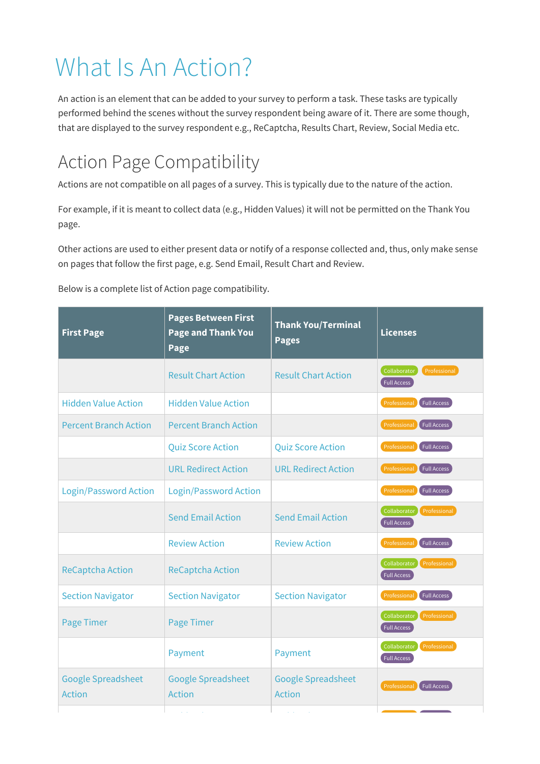# What Is An Action?

An action is an element that can be added to your survey to perform a task. These tasks are typically performed behind the scenes without the survey respondent being aware of it. There are some though, that are displayed to the survey respondent e.g., ReCaptcha, Results Chart, Review, Social Media etc.

## Action Page Compatibility

Actions are not compatible on all pages of a survey. This is typically due to the nature of the action.

For example, if it is meant to collect data (e.g., Hidden Values) it will not be permitted on the Thank You page.

Other actions are used to either present data or notify of a response collected and, thus, only make sense on pages that follow the first page, e.g. Send Email, Result Chart and Review.

Below is a complete list of Action page compatibility.

| First Page | Pages Between First Page and Thank You Page | Thank You/Terminal Pages | Licenses |
|---|---|---|---|
| | Result Chart Action | Result Chart Action | Collaborator Professional Full Access |
| Hidden Value Action | Hidden Value Action | | Professional Full Access |
| Percent Branch Action | Percent Branch Action | | Professional Full Access |
| | Quiz Score Action | Quiz Score Action | Professional Full Access |
| | URL Redirect Action | URL Redirect Action | Professional Full Access |
| Login/Password Action | Login/Password Action | | Professional Full Access |
| | Send Email Action | Send Email Action | Collaborator Professional Full Access |
| | Review Action | Review Action | Professional Full Access |
| ReCaptcha Action | ReCaptcha Action | | Collaborator Professional Full Access |
| Section Navigator | Section Navigator | Section Navigator | Professional Full Access |
| Page Timer | Page Timer | | Collaborator Professional Full Access |
| | Payment | Payment | Collaborator Professional Full Access |
| Google Spreadsheet Action | Google Spreadsheet Action | Google Spreadsheet Action | Professional Full Access |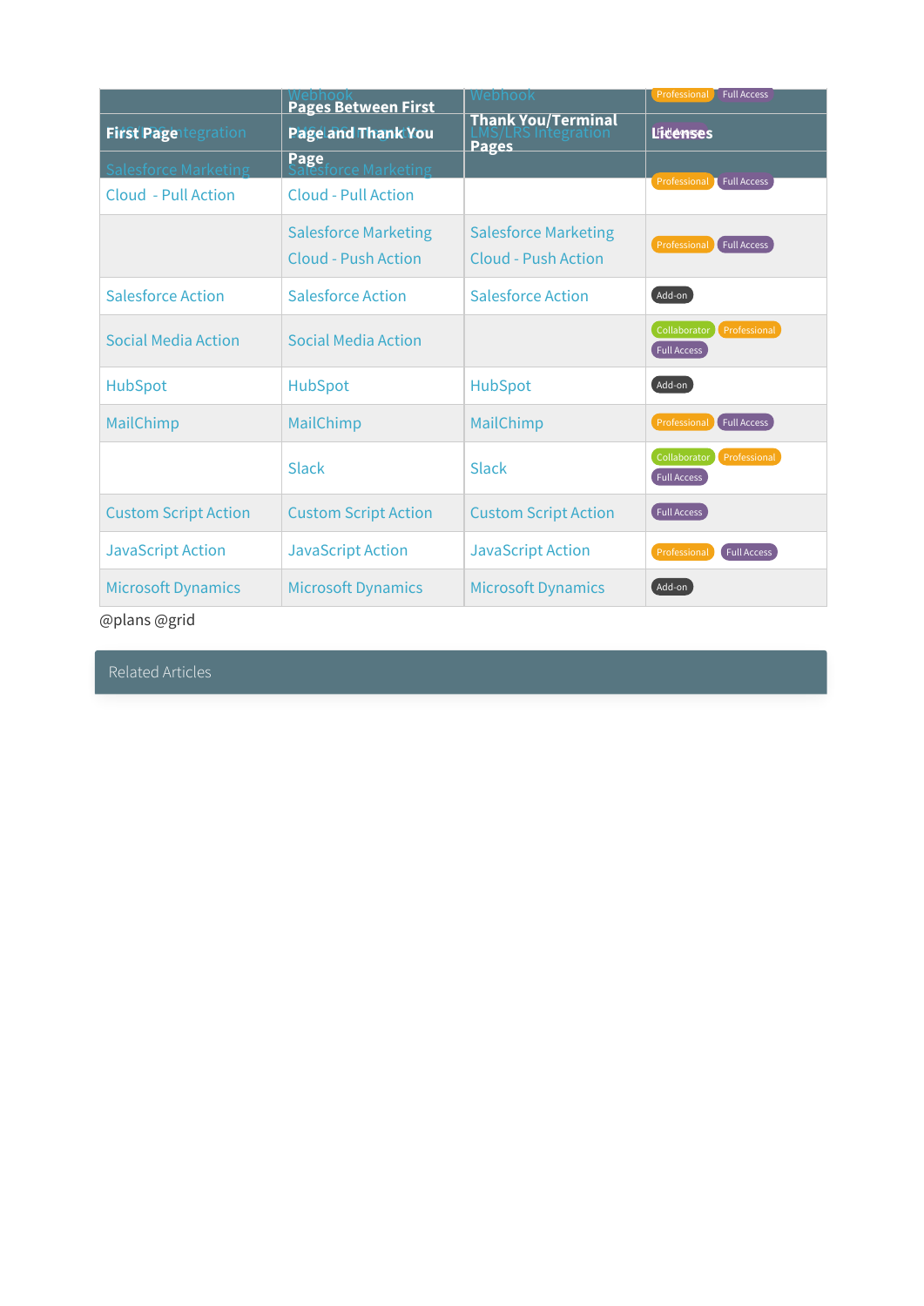| First Page | Pages Between First Page and Thank You Page | Thank You/Terminal Pages | Licenses |
|---|---|---|---|
| | Webhook | Webhook | Professional Full Access |
| LMS/LRS Integration | LMS/LRS Integration | LMS/LRS Integration | Full Access |
| Salesforce Marketing Cloud - Pull Action | Salesforce Marketing Cloud - Pull Action | | Professional Full Access |
| | Salesforce Marketing Cloud - Push Action | Salesforce Marketing Cloud - Push Action | Professional Full Access |
| Salesforce Action | Salesforce Action | Salesforce Action | Add-on |
| Social Media Action | Social Media Action | | Collaborator Professional Full Access |
| HubSpot | HubSpot | HubSpot | Add-on |
| MailChimp | MailChimp | MailChimp | Professional Full Access |
| | Slack | Slack | Collaborator Professional Full Access |
| Custom Script Action | Custom Script Action | Custom Script Action | Full Access |
| JavaScript Action | JavaScript Action | JavaScript Action | Professional Full Access |
| Microsoft Dynamics | Microsoft Dynamics | Microsoft Dynamics | Add-on |

@plans @grid

Related Articles